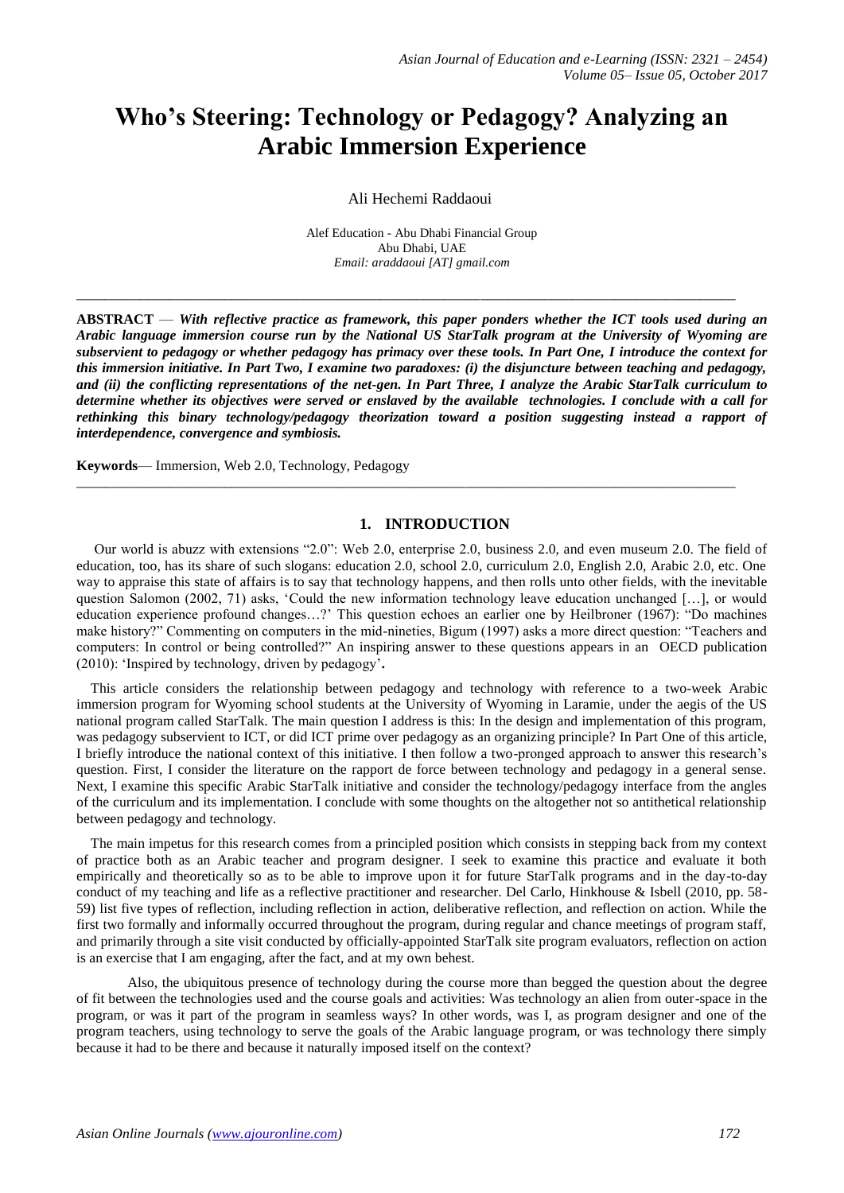# Who's Steering: Technology or Pedagogy? Analyzing an Arabic Immersion Experience

Ali Hechemi Raddaoui

Alef Education - Abu Dhabi Financial Group
Abu Dhabi, UAE
*Email: araddaoui [AT] gmail.com*

---

**ABSTRACT** — ***With reflective practice as framework, this paper ponders whether the ICT tools used during an Arabic language immersion course run by the National US StarTalk program at the University of Wyoming are subservient to pedagogy or whether pedagogy has primacy over these tools. In Part One, I introduce the context for this immersion initiative. In Part Two, I examine two paradoxes: (i) the disjuncture between teaching and pedagogy, and (ii) the conflicting representations of the net-gen. In Part Three, I analyze the Arabic StarTalk curriculum to determine whether its objectives were served or enslaved by the available technologies. I conclude with a call for rethinking this binary technology/pedagogy theorization toward a position suggesting instead a rapport of interdependence, convergence and symbiosis.***

**Keywords**— Immersion, Web 2.0, Technology, Pedagogy

---

## 1. INTRODUCTION

Our world is abuzz with extensions "2.0": Web 2.0, enterprise 2.0, business 2.0, and even museum 2.0. The field of education, too, has its share of such slogans: education 2.0, school 2.0, curriculum 2.0, English 2.0, Arabic 2.0, etc. One way to appraise this state of affairs is to say that technology happens, and then rolls unto other fields, with the inevitable question Salomon (2002, 71) asks, 'Could the new information technology leave education unchanged […], or would education experience profound changes…?' This question echoes an earlier one by Heilbroner (1967): "Do machines make history?" Commenting on computers in the mid-nineties, Bigum (1997) asks a more direct question: "Teachers and computers: In control or being controlled?" An inspiring answer to these questions appears in an OECD publication (2010): 'Inspired by technology, driven by pedagogy'.

This article considers the relationship between pedagogy and technology with reference to a two-week Arabic immersion program for Wyoming school students at the University of Wyoming in Laramie, under the aegis of the US national program called StarTalk. The main question I address is this: In the design and implementation of this program, was pedagogy subservient to ICT, or did ICT prime over pedagogy as an organizing principle? In Part One of this article, I briefly introduce the national context of this initiative. I then follow a two-pronged approach to answer this research's question. First, I consider the literature on the rapport de force between technology and pedagogy in a general sense. Next, I examine this specific Arabic StarTalk initiative and consider the technology/pedagogy interface from the angles of the curriculum and its implementation. I conclude with some thoughts on the altogether not so antithetical relationship between pedagogy and technology.

The main impetus for this research comes from a principled position which consists in stepping back from my context of practice both as an Arabic teacher and program designer. I seek to examine this practice and evaluate it both empirically and theoretically so as to be able to improve upon it for future StarTalk programs and in the day-to-day conduct of my teaching and life as a reflective practitioner and researcher. Del Carlo, Hinkhouse & Isbell (2010, pp. 58-59) list five types of reflection, including reflection in action, deliberative reflection, and reflection on action. While the first two formally and informally occurred throughout the program, during regular and chance meetings of program staff, and primarily through a site visit conducted by officially-appointed StarTalk site program evaluators, reflection on action is an exercise that I am engaging, after the fact, and at my own behest.

Also, the ubiquitous presence of technology during the course more than begged the question about the degree of fit between the technologies used and the course goals and activities: Was technology an alien from outer-space in the program, or was it part of the program in seamless ways? In other words, was I, as program designer and one of the program teachers, using technology to serve the goals of the Arabic language program, or was technology there simply because it had to be there and because it naturally imposed itself on the context?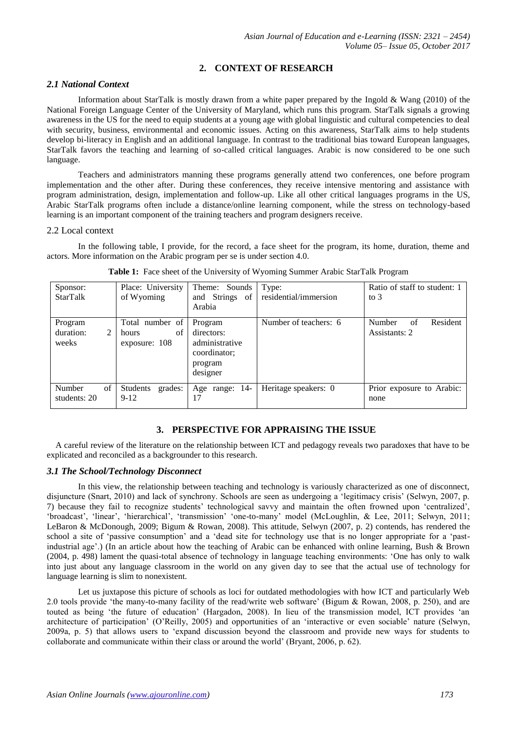## 2. CONTEXT OF RESEARCH

### *2.1 National Context*

Information about StarTalk is mostly drawn from a white paper prepared by the Ingold & Wang (2010) of the National Foreign Language Center of the University of Maryland, which runs this program. StarTalk signals a growing awareness in the US for the need to equip students at a young age with global linguistic and cultural competencies to deal with security, business, environmental and economic issues. Acting on this awareness, StarTalk aims to help students develop bi-literacy in English and an additional language. In contrast to the traditional bias toward European languages, StarTalk favors the teaching and learning of so-called critical languages. Arabic is now considered to be one such language.

Teachers and administrators manning these programs generally attend two conferences, one before program implementation and the other after. During these conferences, they receive intensive mentoring and assistance with program administration, design, implementation and follow-up. Like all other critical languages programs in the US, Arabic StarTalk programs often include a distance/online learning component, while the stress on technology-based learning is an important component of the training teachers and program designers receive.

### 2.2 Local context

In the following table, I provide, for the record, a face sheet for the program, its home, duration, theme and actors. More information on the Arabic program per se is under section 4.0.

**Table 1:** Face sheet of the University of Wyoming Summer Arabic StarTalk Program

| Sponsor: StarTalk | Place: University of Wyoming | Theme: Sounds and Strings of Arabia | Type: residential/immersion | Ratio of staff to student: 1 to 3 |
|---|---|---|---|---|
| Program duration: 2 weeks | Total number of hours of exposure: 108 | Program directors: administrative coordinator; program designer | Number of teachers: 6 | Number of Resident Assistants: 2 |
| Number of students: 20 | Students grades: 9-12 | Age range: 14-17 | Heritage speakers: 0 | Prior exposure to Arabic: none |

## 3. PERSPECTIVE FOR APPRAISING THE ISSUE

A careful review of the literature on the relationship between ICT and pedagogy reveals two paradoxes that have to be explicated and reconciled as a backgrounder to this research.

### *3.1 The School/Technology Disconnect*

In this view, the relationship between teaching and technology is variously characterized as one of disconnect, disjuncture (Snart, 2010) and lack of synchrony. Schools are seen as undergoing a 'legitimacy crisis' (Selwyn, 2007, p. 7) because they fail to recognize students' technological savvy and maintain the often frowned upon 'centralized', 'broadcast', 'linear', 'hierarchical', 'transmission' 'one-to-many' model (McLoughlin, & Lee, 2011; Selwyn, 2011; LeBaron & McDonough, 2009; Bigum & Rowan, 2008). This attitude, Selwyn (2007, p. 2) contends, has rendered the school a site of 'passive consumption' and a 'dead site for technology use that is no longer appropriate for a 'past-industrial age'.) (In an article about how the teaching of Arabic can be enhanced with online learning, Bush & Brown (2004, p. 498) lament the quasi-total absence of technology in language teaching environments: 'One has only to walk into just about any language classroom in the world on any given day to see that the actual use of technology for language learning is slim to nonexistent.

Let us juxtapose this picture of schools as loci for outdated methodologies with how ICT and particularly Web 2.0 tools provide 'the many-to-many facility of the read/write web software' (Bigum & Rowan, 2008, p. 250), and are touted as being 'the future of education' (Hargadon, 2008). In lieu of the transmission model, ICT provides 'an architecture of participation' (O'Reilly, 2005) and opportunities of an 'interactive or even sociable' nature (Selwyn, 2009a, p. 5) that allows users to 'expand discussion beyond the classroom and provide new ways for students to collaborate and communicate within their class or around the world' (Bryant, 2006, p. 62).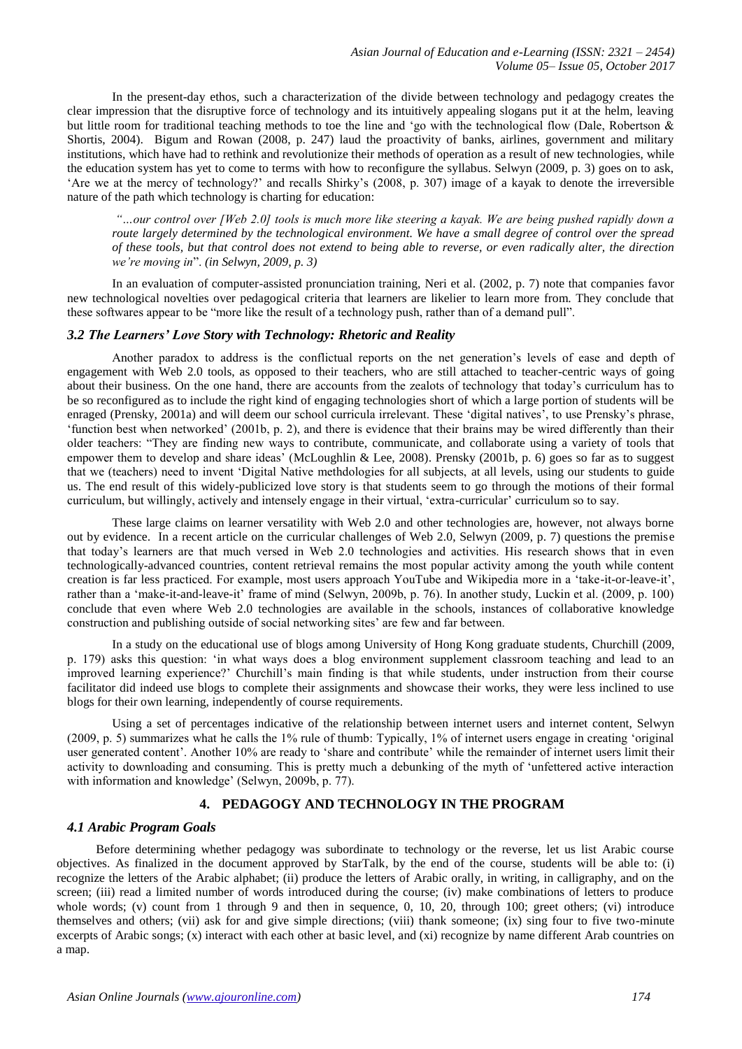In the present-day ethos, such a characterization of the divide between technology and pedagogy creates the clear impression that the disruptive force of technology and its intuitively appealing slogans put it at the helm, leaving but little room for traditional teaching methods to toe the line and 'go with the technological flow (Dale, Robertson & Shortis, 2004). Bigum and Rowan (2008, p. 247) laud the proactivity of banks, airlines, government and military institutions, which have had to rethink and revolutionize their methods of operation as a result of new technologies, while the education system has yet to come to terms with how to reconfigure the syllabus. Selwyn (2009, p. 3) goes on to ask, 'Are we at the mercy of technology?' and recalls Shirky's (2008, p. 307) image of a kayak to denote the irreversible nature of the path which technology is charting for education:

> *"…our control over [Web 2.0] tools is much more like steering a kayak. We are being pushed rapidly down a route largely determined by the technological environment. We have a small degree of control over the spread of these tools, but that control does not extend to being able to reverse, or even radically alter, the direction we're moving in*". *(in Selwyn, 2009, p. 3)*

In an evaluation of computer-assisted pronunciation training, Neri et al. (2002, p. 7) note that companies favor new technological novelties over pedagogical criteria that learners are likelier to learn more from. They conclude that these softwares appear to be "more like the result of a technology push, rather than of a demand pull".

### *3.2 The Learners' Love Story with Technology: Rhetoric and Reality*

Another paradox to address is the conflictual reports on the net generation's levels of ease and depth of engagement with Web 2.0 tools, as opposed to their teachers, who are still attached to teacher-centric ways of going about their business. On the one hand, there are accounts from the zealots of technology that today's curriculum has to be so reconfigured as to include the right kind of engaging technologies short of which a large portion of students will be enraged (Prensky, 2001a) and will deem our school curricula irrelevant. These 'digital natives', to use Prensky's phrase, 'function best when networked' (2001b, p. 2), and there is evidence that their brains may be wired differently than their older teachers: "They are finding new ways to contribute, communicate, and collaborate using a variety of tools that empower them to develop and share ideas' (McLoughlin & Lee, 2008). Prensky (2001b, p. 6) goes so far as to suggest that we (teachers) need to invent 'Digital Native methdologies for all subjects, at all levels, using our students to guide us. The end result of this widely-publicized love story is that students seem to go through the motions of their formal curriculum, but willingly, actively and intensely engage in their virtual, 'extra-curricular' curriculum so to say.

These large claims on learner versatility with Web 2.0 and other technologies are, however, not always borne out by evidence. In a recent article on the curricular challenges of Web 2.0, Selwyn (2009, p. 7) questions the premise that today's learners are that much versed in Web 2.0 technologies and activities. His research shows that in even technologically-advanced countries, content retrieval remains the most popular activity among the youth while content creation is far less practiced. For example, most users approach YouTube and Wikipedia more in a 'take-it-or-leave-it', rather than a 'make-it-and-leave-it' frame of mind (Selwyn, 2009b, p. 76). In another study, Luckin et al. (2009, p. 100) conclude that even where Web 2.0 technologies are available in the schools, instances of collaborative knowledge construction and publishing outside of social networking sites' are few and far between.

In a study on the educational use of blogs among University of Hong Kong graduate students, Churchill (2009, p. 179) asks this question: 'in what ways does a blog environment supplement classroom teaching and lead to an improved learning experience?' Churchill's main finding is that while students, under instruction from their course facilitator did indeed use blogs to complete their assignments and showcase their works, they were less inclined to use blogs for their own learning, independently of course requirements.

Using a set of percentages indicative of the relationship between internet users and internet content, Selwyn (2009, p. 5) summarizes what he calls the 1% rule of thumb: Typically, 1% of internet users engage in creating 'original user generated content'. Another 10% are ready to 'share and contribute' while the remainder of internet users limit their activity to downloading and consuming. This is pretty much a debunking of the myth of 'unfettered active interaction with information and knowledge' (Selwyn, 2009b, p. 77).

## 4. PEDAGOGY AND TECHNOLOGY IN THE PROGRAM

### *4.1 Arabic Program Goals*

Before determining whether pedagogy was subordinate to technology or the reverse, let us list Arabic course objectives. As finalized in the document approved by StarTalk, by the end of the course, students will be able to: (i) recognize the letters of the Arabic alphabet; (ii) produce the letters of Arabic orally, in writing, in calligraphy, and on the screen; (iii) read a limited number of words introduced during the course; (iv) make combinations of letters to produce whole words; (v) count from 1 through 9 and then in sequence, 0, 10, 20, through 100; greet others; (vi) introduce themselves and others; (vii) ask for and give simple directions; (viii) thank someone; (ix) sing four to five two-minute excerpts of Arabic songs; (x) interact with each other at basic level, and (xi) recognize by name different Arab countries on a map.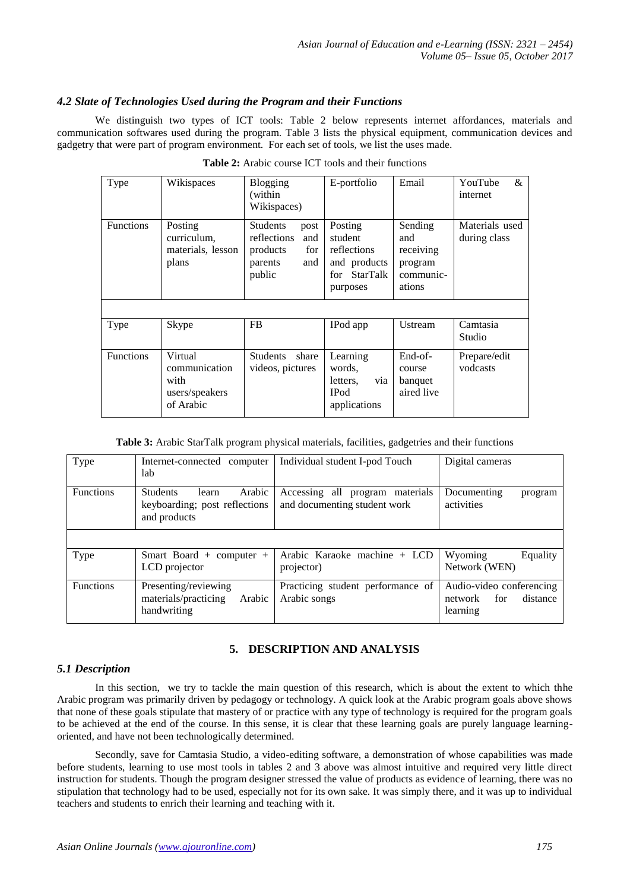### *4.2 Slate of Technologies Used during the Program and their Functions*

We distinguish two types of ICT tools: Table 2 below represents internet affordances, materials and communication softwares used during the program. Table 3 lists the physical equipment, communication devices and gadgetry that were part of program environment. For each set of tools, we list the uses made.

**Table 2:** Arabic course ICT tools and their functions

| Type | Wikispaces | Blogging (within Wikispaces) | E-portfolio | Email | YouTube & internet |
|---|---|---|---|---|---|
| Functions | Posting curriculum, materials, lesson plans | Students post reflections and products for parents and public | Posting student reflections and products for StarTalk purposes | Sending and receiving program communic-ations | Materials used during class |
| | | | | | |
| Type | Skype | FB | IPod app | Ustream | Camtasia Studio |
| Functions | Virtual communication with users/speakers of Arabic | Students share videos, pictures | Learning words, letters, via IPod applications | End-of-course banquet aired live | Prepare/edit vodcasts |

**Table 3:** Arabic StarTalk program physical materials, facilities, gadgetries and their functions

| Type | Internet-connected computer lab | Individual student I-pod Touch | Digital cameras |
|---|---|---|---|
| Functions | Students learn Arabic keyboarding; post reflections and products | Accessing all program materials and documenting student work | Documenting program activities |
| | | | |
| Type | Smart Board + computer + LCD projector | Arabic Karaoke machine + LCD projector) | Wyoming Equality Network (WEN) |
| Functions | Presenting/reviewing materials/practicing Arabic handwriting | Practicing student performance of Arabic songs | Audio-video conferencing network for distance learning |

## 5. DESCRIPTION AND ANALYSIS

### *5.1 Description*

In this section, we try to tackle the main question of this research, which is about the extent to which thhe Arabic program was primarily driven by pedagogy or technology. A quick look at the Arabic program goals above shows that none of these goals stipulate that mastery of or practice with any type of technology is required for the program goals to be achieved at the end of the course. In this sense, it is clear that these learning goals are purely language learning-oriented, and have not been technologically determined.

Secondly, save for Camtasia Studio, a video-editing software, a demonstration of whose capabilities was made before students, learning to use most tools in tables 2 and 3 above was almost intuitive and required very little direct instruction for students. Though the program designer stressed the value of products as evidence of learning, there was no stipulation that technology had to be used, especially not for its own sake. It was simply there, and it was up to individual teachers and students to enrich their learning and teaching with it.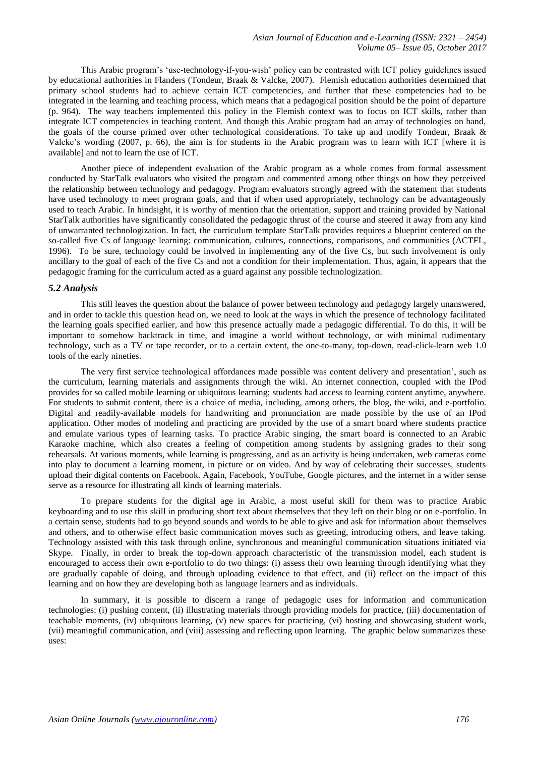This Arabic program's 'use-technology-if-you-wish' policy can be contrasted with ICT policy guidelines issued by educational authorities in Flanders (Tondeur, Braak & Valcke, 2007). Flemish education authorities determined that primary school students had to achieve certain ICT competencies, and further that these competencies had to be integrated in the learning and teaching process, which means that a pedagogical position should be the point of departure (p. 964). The way teachers implemented this policy in the Flemish context was to focus on ICT skills, rather than integrate ICT competencies in teaching content. And though this Arabic program had an array of technologies on hand, the goals of the course primed over other technological considerations. To take up and modify Tondeur, Braak & Valcke's wording (2007, p. 66), the aim is for students in the Arabic program was to learn with ICT [where it is available] and not to learn the use of ICT.

Another piece of independent evaluation of the Arabic program as a whole comes from formal assessment conducted by StarTalk evaluators who visited the program and commented among other things on how they perceived the relationship between technology and pedagogy. Program evaluators strongly agreed with the statement that students have used technology to meet program goals, and that if when used appropriately, technology can be advantageously used to teach Arabic. In hindsight, it is worthy of mention that the orientation, support and training provided by National StarTalk authorities have significantly consolidated the pedagogic thrust of the course and steered it away from any kind of unwarranted technologization. In fact, the curriculum template StarTalk provides requires a blueprint centered on the so-called five Cs of language learning: communication, cultures, connections, comparisons, and communities (ACTFL, 1996). To be sure, technology could be involved in implementing any of the five Cs, but such involvement is only ancillary to the goal of each of the five Cs and not a condition for their implementation. Thus, again, it appears that the pedagogic framing for the curriculum acted as a guard against any possible technologization.

### *5.2 Analysis*

This still leaves the question about the balance of power between technology and pedagogy largely unanswered, and in order to tackle this question head on, we need to look at the ways in which the presence of technology facilitated the learning goals specified earlier, and how this presence actually made a pedagogic differential. To do this, it will be important to somehow backtrack in time, and imagine a world without technology, or with minimal rudimentary technology, such as a TV or tape recorder, or to a certain extent, the one-to-many, top-down, read-click-learn web 1.0 tools of the early nineties.

The very first service technological affordances made possible was content delivery and presentation', such as the curriculum, learning materials and assignments through the wiki. An internet connection, coupled with the IPod provides for so called mobile learning or ubiquitous learning; students had access to learning content anytime, anywhere. For students to submit content, there is a choice of media, including, among others, the blog, the wiki, and e-portfolio. Digital and readily-available models for handwriting and pronunciation are made possible by the use of an IPod application. Other modes of modeling and practicing are provided by the use of a smart board where students practice and emulate various types of learning tasks. To practice Arabic singing, the smart board is connected to an Arabic Karaoke machine, which also creates a feeling of competition among students by assigning grades to their song rehearsals. At various moments, while learning is progressing, and as an activity is being undertaken, web cameras come into play to document a learning moment, in picture or on video. And by way of celebrating their successes, students upload their digital contents on Facebook. Again, Facebook, YouTube, Google pictures, and the internet in a wider sense serve as a resource for illustrating all kinds of learning materials.

To prepare students for the digital age in Arabic, a most useful skill for them was to practice Arabic keyboarding and to use this skill in producing short text about themselves that they left on their blog or on e-portfolio. In a certain sense, students had to go beyond sounds and words to be able to give and ask for information about themselves and others, and to otherwise effect basic communication moves such as greeting, introducing others, and leave taking. Technology assisted with this task through online, synchronous and meaningful communication situations initiated via Skype. Finally, in order to break the top-down approach characteristic of the transmission model, each student is encouraged to access their own e-portfolio to do two things: (i) assess their own learning through identifying what they are gradually capable of doing, and through uploading evidence to that effect, and (ii) reflect on the impact of this learning and on how they are developing both as language learners and as individuals.

In summary, it is possible to discern a range of pedagogic uses for information and communication technologies: (i) pushing content, (ii) illustrating materials through providing models for practice, (iii) documentation of teachable moments, (iv) ubiquitous learning, (v) new spaces for practicing, (vi) hosting and showcasing student work, (vii) meaningful communication, and (viii) assessing and reflecting upon learning. The graphic below summarizes these uses: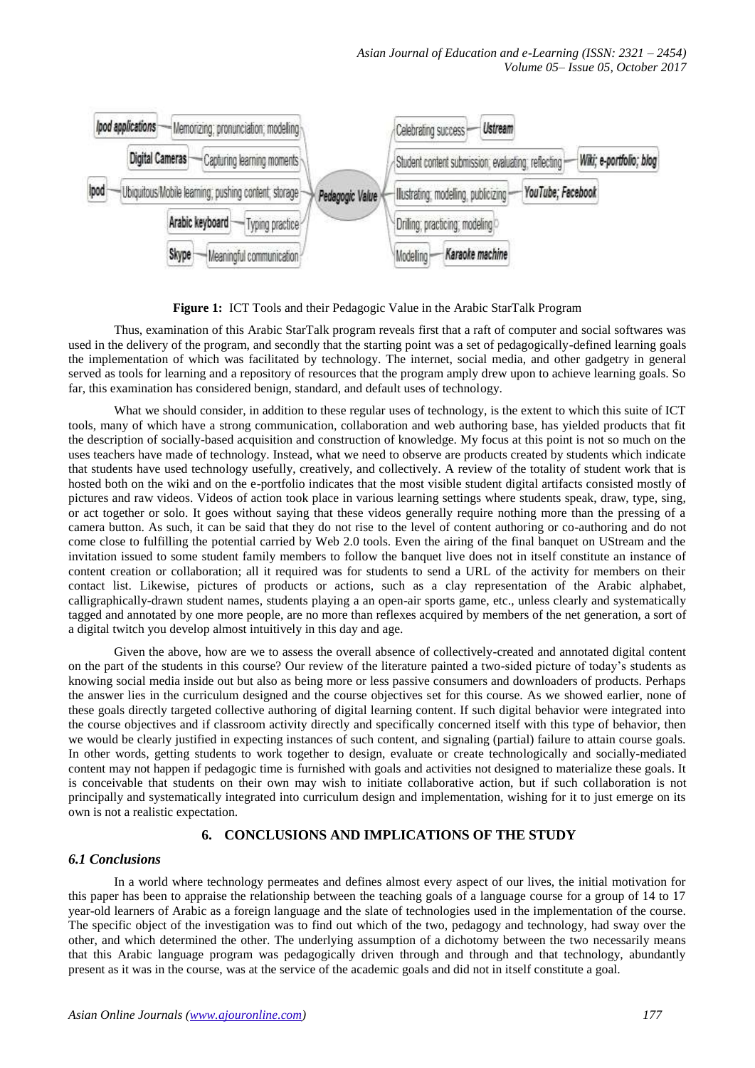| Ipod applications | Memorizing; pronunciation; modeling | Pedagogic Value | Celebrating success | Ustream |
| --- | --- | --- | --- | --- |
| Digital Cameras | Capturing learning moments | | Student content submission; evaluating; reflecting | Wiki; e-portfolio; blog |
| Ipod | Ubiquitous/Mobile learning; pushing content; storage | | Illustrating; modeling, publicizing | YouTube; Facebook |
| Arabic keyboard | Typing practice | | Drilling; practicing; modeling | |
| Skype | Meaningful communication | | Modelling | Karaoke machine |

**Figure 1:** ICT Tools and their Pedagogic Value in the Arabic StarTalk Program

Thus, examination of this Arabic StarTalk program reveals first that a raft of computer and social softwares was used in the delivery of the program, and secondly that the starting point was a set of pedagogically-defined learning goals the implementation of which was facilitated by technology. The internet, social media, and other gadgetry in general served as tools for learning and a repository of resources that the program amply drew upon to achieve learning goals. So far, this examination has considered benign, standard, and default uses of technology.

What we should consider, in addition to these regular uses of technology, is the extent to which this suite of ICT tools, many of which have a strong communication, collaboration and web authoring base, has yielded products that fit the description of socially-based acquisition and construction of knowledge. My focus at this point is not so much on the uses teachers have made of technology. Instead, what we need to observe are products created by students which indicate that students have used technology usefully, creatively, and collectively. A review of the totality of student work that is hosted both on the wiki and on the e-portfolio indicates that the most visible student digital artifacts consisted mostly of pictures and raw videos. Videos of action took place in various learning settings where students speak, draw, type, sing, or act together or solo. It goes without saying that these videos generally require nothing more than the pressing of a camera button. As such, it can be said that they do not rise to the level of content authoring or co-authoring and do not come close to fulfilling the potential carried by Web 2.0 tools. Even the airing of the final banquet on UStream and the invitation issued to some student family members to follow the banquet live does not in itself constitute an instance of content creation or collaboration; all it required was for students to send a URL of the activity for members on their contact list. Likewise, pictures of products or actions, such as a clay representation of the Arabic alphabet, calligraphically-drawn student names, students playing a an open-air sports game, etc., unless clearly and systematically tagged and annotated by one more people, are no more than reflexes acquired by members of the net generation, a sort of a digital twitch you develop almost intuitively in this day and age.

Given the above, how are we to assess the overall absence of collectively-created and annotated digital content on the part of the students in this course? Our review of the literature painted a two-sided picture of today's students as knowing social media inside out but also as being more or less passive consumers and downloaders of products. Perhaps the answer lies in the curriculum designed and the course objectives set for this course. As we showed earlier, none of these goals directly targeted collective authoring of digital learning content. If such digital behavior were integrated into the course objectives and if classroom activity directly and specifically concerned itself with this type of behavior, then we would be clearly justified in expecting instances of such content, and signaling (partial) failure to attain course goals. In other words, getting students to work together to design, evaluate or create technologically and socially-mediated content may not happen if pedagogic time is furnished with goals and activities not designed to materialize these goals. It is conceivable that students on their own may wish to initiate collaborative action, but if such collaboration is not principally and systematically integrated into curriculum design and implementation, wishing for it to just emerge on its own is not a realistic expectation.

## 6. CONCLUSIONS AND IMPLICATIONS OF THE STUDY

### *6.1 Conclusions*

In a world where technology permeates and defines almost every aspect of our lives, the initial motivation for this paper has been to appraise the relationship between the teaching goals of a language course for a group of 14 to 17 year-old learners of Arabic as a foreign language and the slate of technologies used in the implementation of the course. The specific object of the investigation was to find out which of the two, pedagogy and technology, had sway over the other, and which determined the other. The underlying assumption of a dichotomy between the two necessarily means that this Arabic language program was pedagogically driven through and through and that technology, abundantly present as it was in the course, was at the service of the academic goals and did not in itself constitute a goal.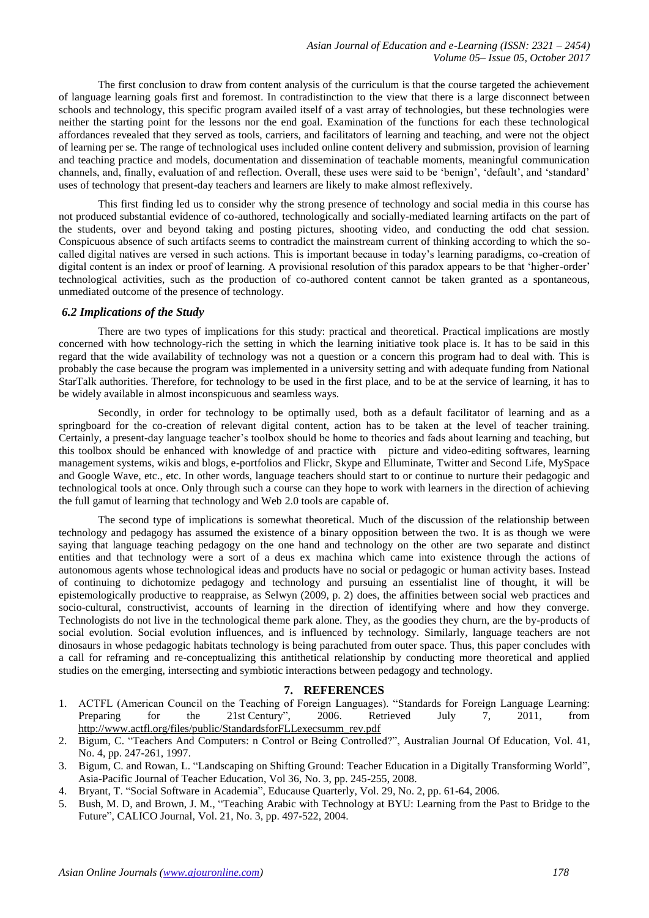The first conclusion to draw from content analysis of the curriculum is that the course targeted the achievement of language learning goals first and foremost. In contradistinction to the view that there is a large disconnect between schools and technology, this specific program availed itself of a vast array of technologies, but these technologies were neither the starting point for the lessons nor the end goal. Examination of the functions for each these technological affordances revealed that they served as tools, carriers, and facilitators of learning and teaching, and were not the object of learning per se. The range of technological uses included online content delivery and submission, provision of learning and teaching practice and models, documentation and dissemination of teachable moments, meaningful communication channels, and, finally, evaluation of and reflection. Overall, these uses were said to be 'benign', 'default', and 'standard' uses of technology that present-day teachers and learners are likely to make almost reflexively.

This first finding led us to consider why the strong presence of technology and social media in this course has not produced substantial evidence of co-authored, technologically and socially-mediated learning artifacts on the part of the students, over and beyond taking and posting pictures, shooting video, and conducting the odd chat session. Conspicuous absence of such artifacts seems to contradict the mainstream current of thinking according to which the so-called digital natives are versed in such actions. This is important because in today's learning paradigms, co-creation of digital content is an index or proof of learning. A provisional resolution of this paradox appears to be that 'higher-order' technological activities, such as the production of co-authored content cannot be taken granted as a spontaneous, unmediated outcome of the presence of technology.

### *6.2 Implications of the Study*

There are two types of implications for this study: practical and theoretical. Practical implications are mostly concerned with how technology-rich the setting in which the learning initiative took place is. It has to be said in this regard that the wide availability of technology was not a question or a concern this program had to deal with. This is probably the case because the program was implemented in a university setting and with adequate funding from National StarTalk authorities. Therefore, for technology to be used in the first place, and to be at the service of learning, it has to be widely available in almost inconspicuous and seamless ways.

Secondly, in order for technology to be optimally used, both as a default facilitator of learning and as a springboard for the co-creation of relevant digital content, action has to be taken at the level of teacher training. Certainly, a present-day language teacher's toolbox should be home to theories and fads about learning and teaching, but this toolbox should be enhanced with knowledge of and practice with picture and video-editing softwares, learning management systems, wikis and blogs, e-portfolios and Flickr, Skype and Elluminate, Twitter and Second Life, MySpace and Google Wave, etc., etc. In other words, language teachers should start to or continue to nurture their pedagogic and technological tools at once. Only through such a course can they hope to work with learners in the direction of achieving the full gamut of learning that technology and Web 2.0 tools are capable of.

The second type of implications is somewhat theoretical. Much of the discussion of the relationship between technology and pedagogy has assumed the existence of a binary opposition between the two. It is as though we were saying that language teaching pedagogy on the one hand and technology on the other are two separate and distinct entities and that technology were a sort of a deus ex machina which came into existence through the actions of autonomous agents whose technological ideas and products have no social or pedagogic or human activity bases. Instead of continuing to dichotomize pedagogy and technology and pursuing an essentialist line of thought, it will be epistemologically productive to reappraise, as Selwyn (2009, p. 2) does, the affinities between social web practices and socio-cultural, constructivist, accounts of learning in the direction of identifying where and how they converge. Technologists do not live in the technological theme park alone. They, as the goodies they churn, are the by-products of social evolution. Social evolution influences, and is influenced by technology. Similarly, language teachers are not dinosaurs in whose pedagogic habitats technology is being parachuted from outer space. Thus, this paper concludes with a call for reframing and re-conceptualizing this antithetical relationship by conducting more theoretical and applied studies on the emerging, intersecting and symbiotic interactions between pedagogy and technology.

## 7. REFERENCES

1. ACTFL (American Council on the Teaching of Foreign Languages). "Standards for Foreign Language Learning: Preparing for the 21st Century", 2006. Retrieved July 7, 2011, from http://www.actfl.org/files/public/StandardsforFLLexecsumm_rev.pdf
2. Bigum, C. "Teachers And Computers: n Control or Being Controlled?", Australian Journal Of Education, Vol. 41, No. 4, pp. 247-261, 1997.
3. Bigum, C. and Rowan, L. "Landscaping on Shifting Ground: Teacher Education in a Digitally Transforming World", Asia-Pacific Journal of Teacher Education, Vol 36, No. 3, pp. 245-255, 2008.
4. Bryant, T. "Social Software in Academia", Educause Quarterly, Vol. 29, No. 2, pp. 61-64, 2006.
5. Bush, M. D, and Brown, J. M., "Teaching Arabic with Technology at BYU: Learning from the Past to Bridge to the Future", CALICO Journal, Vol. 21, No. 3, pp. 497-522, 2004.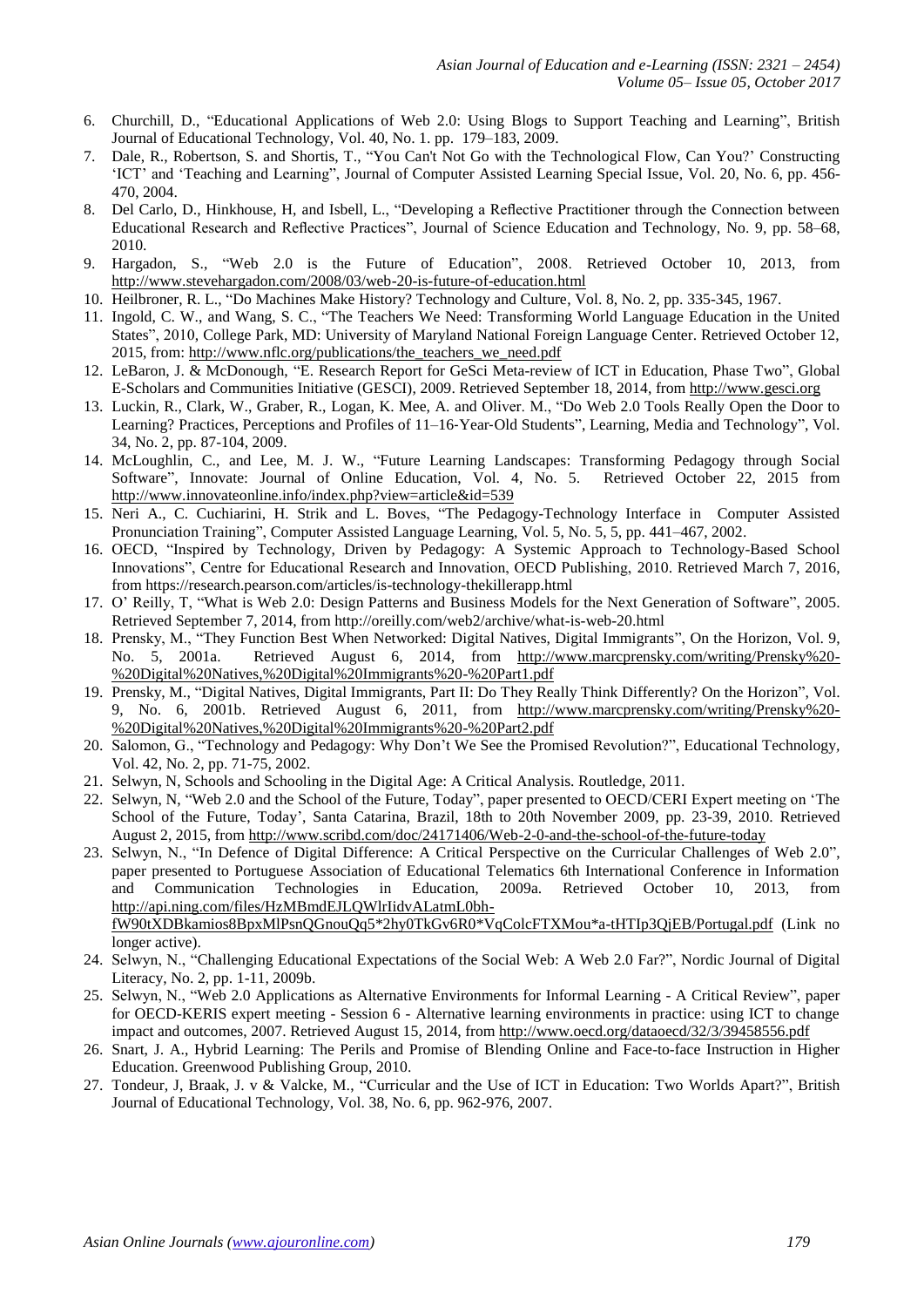6. Churchill, D., "Educational Applications of Web 2.0: Using Blogs to Support Teaching and Learning", British Journal of Educational Technology, Vol. 40, No. 1. pp. 179–183, 2009.
7. Dale, R., Robertson, S. and Shortis, T., "You Can't Not Go with the Technological Flow, Can You?' Constructing 'ICT' and 'Teaching and Learning", Journal of Computer Assisted Learning Special Issue, Vol. 20, No. 6, pp. 456-470, 2004.
8. Del Carlo, D., Hinkhouse, H, and Isbell, L., "Developing a Reflective Practitioner through the Connection between Educational Research and Reflective Practices", Journal of Science Education and Technology, No. 9, pp. 58–68, 2010.
9. Hargadon, S., "Web 2.0 is the Future of Education", 2008. Retrieved October 10, 2013, from http://www.stevehargadon.com/2008/03/web-20-is-future-of-education.html
10. Heilbroner, R. L., "Do Machines Make History? Technology and Culture, Vol. 8, No. 2, pp. 335-345, 1967.
11. Ingold, C. W., and Wang, S. C., "The Teachers We Need: Transforming World Language Education in the United States", 2010, College Park, MD: University of Maryland National Foreign Language Center. Retrieved October 12, 2015, from: http://www.nflc.org/publications/the_teachers_we_need.pdf
12. LeBaron, J. & McDonough, "E. Research Report for GeSci Meta-review of ICT in Education, Phase Two", Global E-Scholars and Communities Initiative (GESCI), 2009. Retrieved September 18, 2014, from http://www.gesci.org
13. Luckin, R., Clark, W., Graber, R., Logan, K. Mee, A. and Oliver. M., "Do Web 2.0 Tools Really Open the Door to Learning? Practices, Perceptions and Profiles of 11–16‐Year‐Old Students", Learning, Media and Technology", Vol. 34, No. 2, pp. 87-104, 2009.
14. McLoughlin, C., and Lee, M. J. W., "Future Learning Landscapes: Transforming Pedagogy through Social Software", Innovate: Journal of Online Education, Vol. 4, No. 5. Retrieved October 22, 2015 from http://www.innovateonline.info/index.php?view=article&id=539
15. Neri A., C. Cuchiarini, H. Strik and L. Boves, "The Pedagogy-Technology Interface in Computer Assisted Pronunciation Training", Computer Assisted Language Learning, Vol. 5, No. 5, 5, pp. 441–467, 2002.
16. OECD, "Inspired by Technology, Driven by Pedagogy: A Systemic Approach to Technology-Based School Innovations", Centre for Educational Research and Innovation, OECD Publishing, 2010. Retrieved March 7, 2016, from https://research.pearson.com/articles/is-technology-thekillerapp.html
17. O' Reilly, T, "What is Web 2.0: Design Patterns and Business Models for the Next Generation of Software", 2005. Retrieved September 7, 2014, from http://oreilly.com/web2/archive/what-is-web-20.html
18. Prensky, M., "They Function Best When Networked: Digital Natives, Digital Immigrants", On the Horizon, Vol. 9, No. 5, 2001a. Retrieved August 6, 2014, from http://www.marcprensky.com/writing/Prensky%20-%20Digital%20Natives,%20Digital%20Immigrants%20-%20Part1.pdf
19. Prensky, M., "Digital Natives, Digital Immigrants, Part II: Do They Really Think Differently? On the Horizon", Vol. 9, No. 6, 2001b. Retrieved August 6, 2011, from http://www.marcprensky.com/writing/Prensky%20-%20Digital%20Natives,%20Digital%20Immigrants%20-%20Part2.pdf
20. Salomon, G., "Technology and Pedagogy: Why Don't We See the Promised Revolution?", Educational Technology, Vol. 42, No. 2, pp. 71-75, 2002.
21. Selwyn, N, Schools and Schooling in the Digital Age: A Critical Analysis. Routledge, 2011.
22. Selwyn, N, "Web 2.0 and the School of the Future, Today", paper presented to OECD/CERI Expert meeting on 'The School of the Future, Today', Santa Catarina, Brazil, 18th to 20th November 2009, pp. 23-39, 2010. Retrieved August 2, 2015, from http://www.scribd.com/doc/24171406/Web-2-0-and-the-school-of-the-future-today
23. Selwyn, N., "In Defence of Digital Difference: A Critical Perspective on the Curricular Challenges of Web 2.0", paper presented to Portuguese Association of Educational Telematics 6th International Conference in Information and Communication Technologies in Education, 2009a. Retrieved October 10, 2013, from http://api.ning.com/files/HzMBmdEJLQWlrIidvALatmL0bh-fW90tXDBkamios8BpxMlPsnQGnouQq5*2hy0TkGv6R0*VqColcFTXMou*a-tHTIp3QjEB/Portugal.pdf (Link no longer active).
24. Selwyn, N., "Challenging Educational Expectations of the Social Web: A Web 2.0 Far?", Nordic Journal of Digital Literacy, No. 2, pp. 1-11, 2009b.
25. Selwyn, N., "Web 2.0 Applications as Alternative Environments for Informal Learning - A Critical Review", paper for OECD-KERIS expert meeting - Session 6 - Alternative learning environments in practice: using ICT to change impact and outcomes, 2007. Retrieved August 15, 2014, from http://www.oecd.org/dataoecd/32/3/39458556.pdf
26. Snart, J. A., Hybrid Learning: The Perils and Promise of Blending Online and Face-to-face Instruction in Higher Education. Greenwood Publishing Group, 2010.
27. Tondeur, J, Braak, J. v & Valcke, M., "Curricular and the Use of ICT in Education: Two Worlds Apart?", British Journal of Educational Technology, Vol. 38, No. 6, pp. 962-976, 2007.